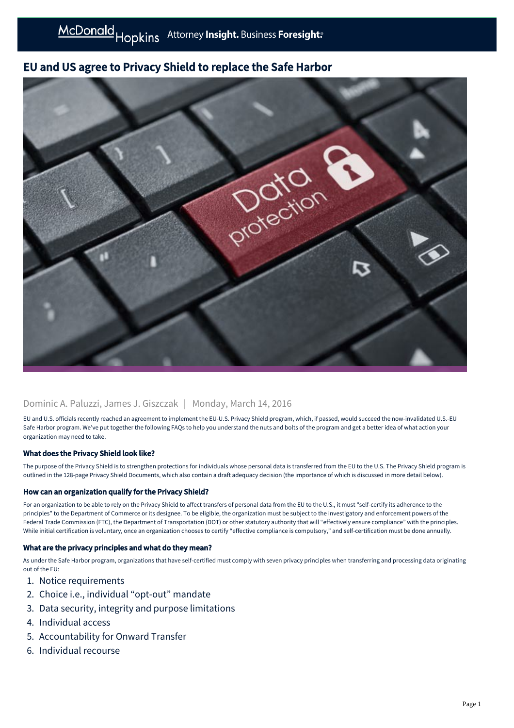# EU and US agree to Privacy Shield to replace the Safe Harbor

Dominic A. Paluzzi, James J. Giszczak | Monday, March 14, 2016

EU and U.S. officials recently reached an agreement to implement the EU-U.S. Privacy Shield program, which, if passed, would succeed the now-invalidated U.S.-EU Safe Harbor program. We've put together the following FAQs to help you understand the nuts and bolts of the program and get a better idea of what action your organization may need to take.

### What does the Privacy Shield look like?

The purpose of the Privacy Shield is to strengthen protections for individuals whose personal data is transferred from the EU to the U.S. The Privacy Shield program is outlined in the 128-page Privacy Shield Documents, which also contain a draft adequacy decision (the importance of which is discussed in more detail below).

### How can an organization qualify for the Privacy Shield?

For an organization to be able to rely on the Privacy Shield to affect transfers of personal data from the EU to the U.S., it must "self-certify its adherence to the principles" to the Department of Commerce or its designee. To be eligible, the organization must be subject to the investigatory and enforcement powers of the Federal Trade Commission (FTC), the Department of Transportation (DOT) or other statutory authority that will "effectively ensure compliance" with the principles. While initial certification is voluntary, once an organization chooses to certify "effective compliance is compulsory," and self-certification must be done annually.

### What are the privacy principles and what do they mean?

As under the Safe Harbor program, organizations that have self-certified must comply with seven privacy principles when transferring and processing data originating out of the EU:

1. Notice requirements
2. Choice i.e., individual "opt-out" mandate
3. Data security, integrity and purpose limitations
4. Individual access
5. Accountability for Onward Transfer
6. Individual recourse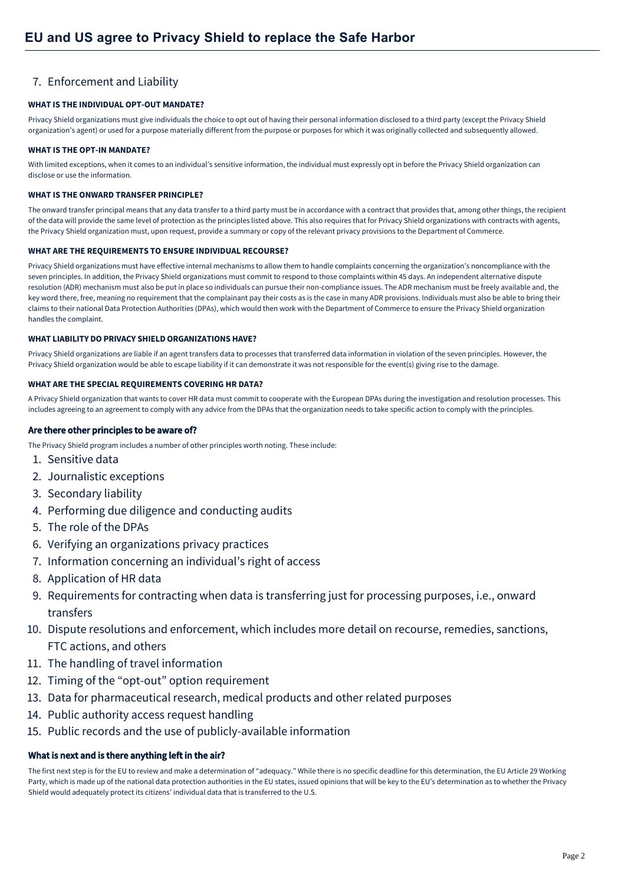7. Enforcement and Liability

#### WHAT IS THE INDIVIDUAL OPT-OUT MANDATE?

Privacy Shield organizations must give individuals the choice to opt out of having their personal information disclosed to a third party (except the Privacy Shield organization's agent) or used for a purpose materially different from the purpose or purposes for which it was originally collected and subsequently allowed.

#### WHAT IS THE OPT-IN MANDATE?

With limited exceptions, when it comes to an individual's sensitive information, the individual must expressly opt in before the Privacy Shield organization can disclose or use the information.

#### WHAT IS THE ONWARD TRANSFER PRINCIPLE?

The onward transfer principal means that any data transfer to a third party must be in accordance with a contract that provides that, among other things, the recipient of the data will provide the same level of protection as the principles listed above. This also requires that for Privacy Shield organizations with contracts with agents, the Privacy Shield organization must, upon request, provide a summary or copy of the relevant privacy provisions to the Department of Commerce.

#### WHAT ARE THE REQUIREMENTS TO ENSURE INDIVIDUAL RECOURSE?

Privacy Shield organizations must have effective internal mechanisms to allow them to handle complaints concerning the organization's noncompliance with the seven principles. In addition, the Privacy Shield organizations must commit to respond to those complaints within 45 days. An independent alternative dispute resolution (ADR) mechanism must also be put in place so individuals can pursue their non-compliance issues. The ADR mechanism must be freely available and, the key word there, free, meaning no requirement that the complainant pay their costs as is the case in many ADR provisions. Individuals must also be able to bring their claims to their national Data Protection Authorities (DPAs), which would then work with the Department of Commerce to ensure the Privacy Shield organization handles the complaint.

#### WHAT LIABILITY DO PRIVACY SHIELD ORGANIZATIONS HAVE?

Privacy Shield organizations are liable if an agent transfers data to processes that transferred data information in violation of the seven principles. However, the Privacy Shield organization would be able to escape liability if it can demonstrate it was not responsible for the event(s) giving rise to the damage.

#### WHAT ARE THE SPECIAL REQUIREMENTS COVERING HR DATA?

A Privacy Shield organization that wants to cover HR data must commit to cooperate with the European DPAs during the investigation and resolution processes. This includes agreeing to an agreement to comply with any advice from the DPAs that the organization needs to take specific action to comply with the principles.

### Are there other principles to be aware of?

The Privacy Shield program includes a number of other principles worth noting. These include:

1. Sensitive data
2. Journalistic exceptions
3. Secondary liability
4. Performing due diligence and conducting audits
5. The role of the DPAs
6. Verifying an organizations privacy practices
7. Information concerning an individual's right of access
8. Application of HR data
9. Requirements for contracting when data is transferring just for processing purposes, i.e., onward transfers
10. Dispute resolutions and enforcement, which includes more detail on recourse, remedies, sanctions, FTC actions, and others
11. The handling of travel information
12. Timing of the "opt-out" option requirement
13. Data for pharmaceutical research, medical products and other related purposes
14. Public authority access request handling
15. Public records and the use of publicly-available information

### What is next and is there anything left in the air?

The first next step is for the EU to review and make a determination of "adequacy." While there is no specific deadline for this determination, the EU Article 29 Working Party, which is made up of the national data protection authorities in the EU states, issued opinions that will be key to the EU's determination as to whether the Privacy Shield would adequately protect its citizens' individual data that is transferred to the U.S.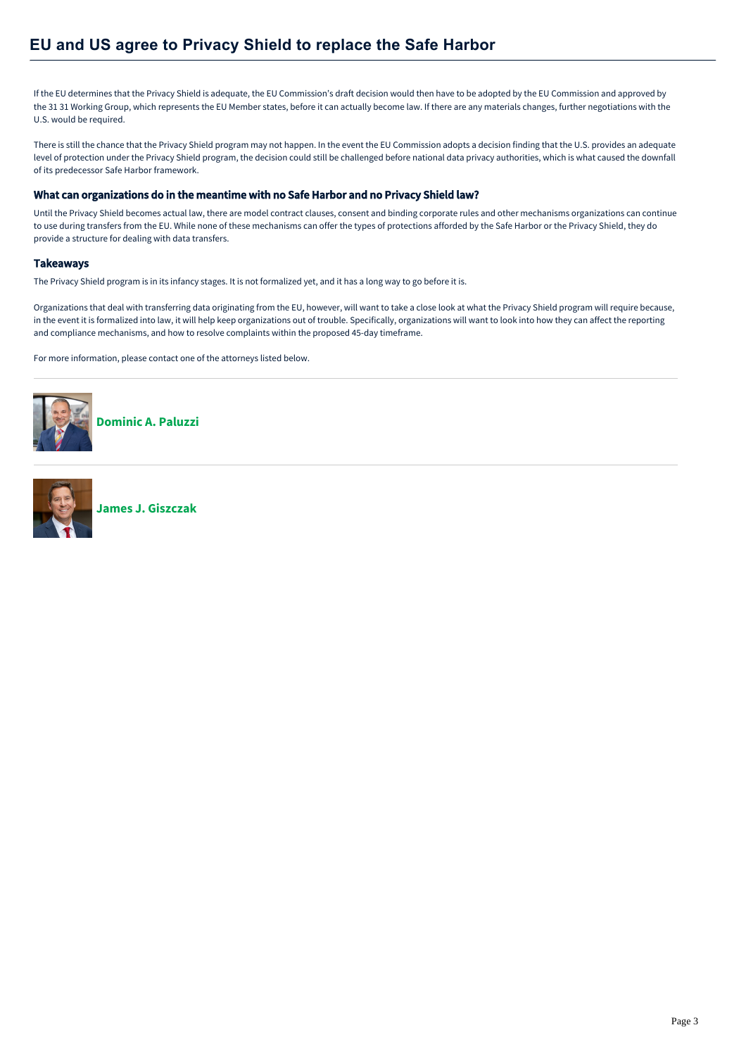If the EU determines that the Privacy Shield is adequate, the EU Commission's draft decision would then have to be adopted by the EU Commission and approved by the 31 31 Working Group, which represents the EU Member states, before it can actually become law. If there are any materials changes, further negotiations with the U.S. would be required.

There is still the chance that the Privacy Shield program may not happen. In the event the EU Commission adopts a decision finding that the U.S. provides an adequate level of protection under the Privacy Shield program, the decision could still be challenged before national data privacy authorities, which is what caused the downfall of its predecessor Safe Harbor framework.

### What can organizations do in the meantime with no Safe Harbor and no Privacy Shield law?

Until the Privacy Shield becomes actual law, there are model contract clauses, consent and binding corporate rules and other mechanisms organizations can continue to use during transfers from the EU. While none of these mechanisms can offer the types of protections afforded by the Safe Harbor or the Privacy Shield, they do provide a structure for dealing with data transfers.

### Takeaways

The Privacy Shield program is in its infancy stages. It is not formalized yet, and it has a long way to go before it is.

Organizations that deal with transferring data originating from the EU, however, will want to take a close look at what the Privacy Shield program will require because, in the event it is formalized into law, it will help keep organizations out of trouble. Specifically, organizations will want to look into how they can affect the reporting and compliance mechanisms, and how to resolve complaints within the proposed 45-day timeframe.

For more information, please contact one of the attorneys listed below.

**Dominic A. Paluzzi**

**James J. Giszczak**